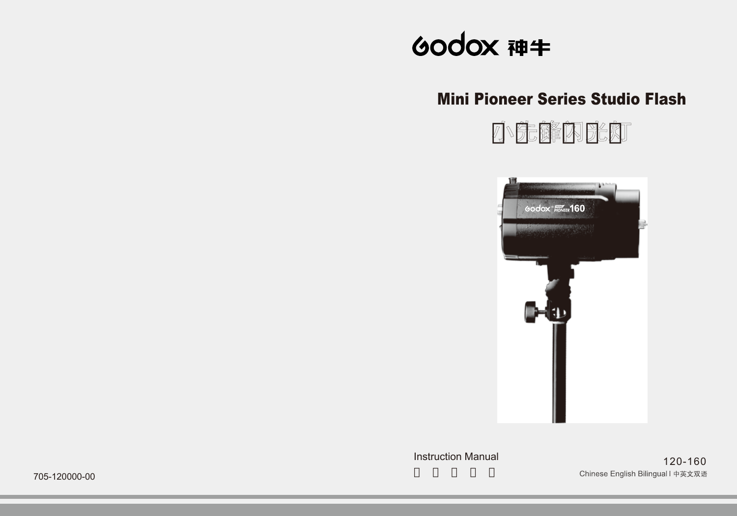Godox 神牛

# Mini Pioneer Series Studio Flash

## 小先锋闪光灯

Instruction Manual

120-160

Chinese English Bilingual | 中英文双语

705-120000-00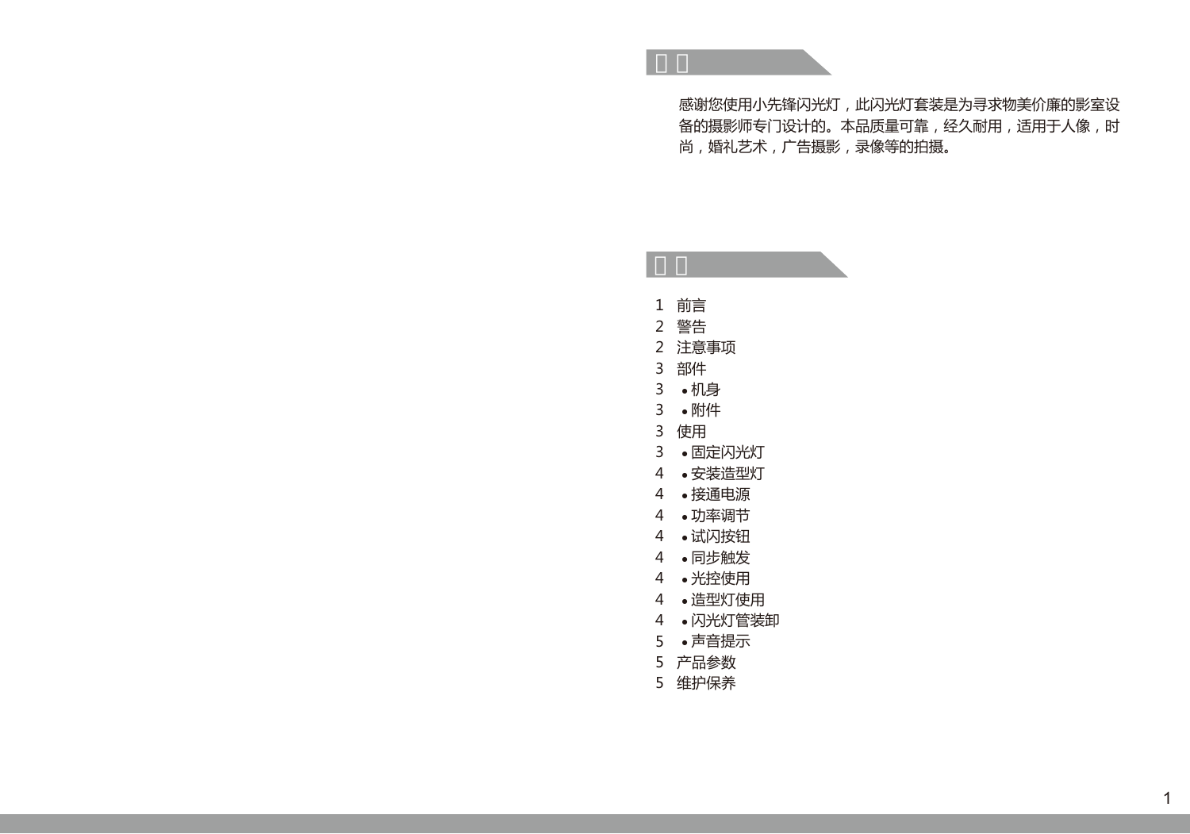## 前言

感谢您使用小先锋闪光灯，此闪光灯套装是为寻求物美价廉的影室设备的摄影师专门设计的。本品质量可靠，经久耐用，适用于人像，时尚，婚礼艺术，广告摄影，录像等的拍摄。

## 目录

1 前言
2 警告
2 注意事项
3 部件
3 • 机身
3 • 附件
3 使用
3 • 固定闪光灯
4 • 安装造型灯
4 • 接通电源
4 • 功率调节
4 • 试闪按钮
4 • 同步触发
4 • 光控使用
4 • 造型灯使用
4 • 闪光灯管装卸
5 • 声音提示
5 产品参数
5 维护保养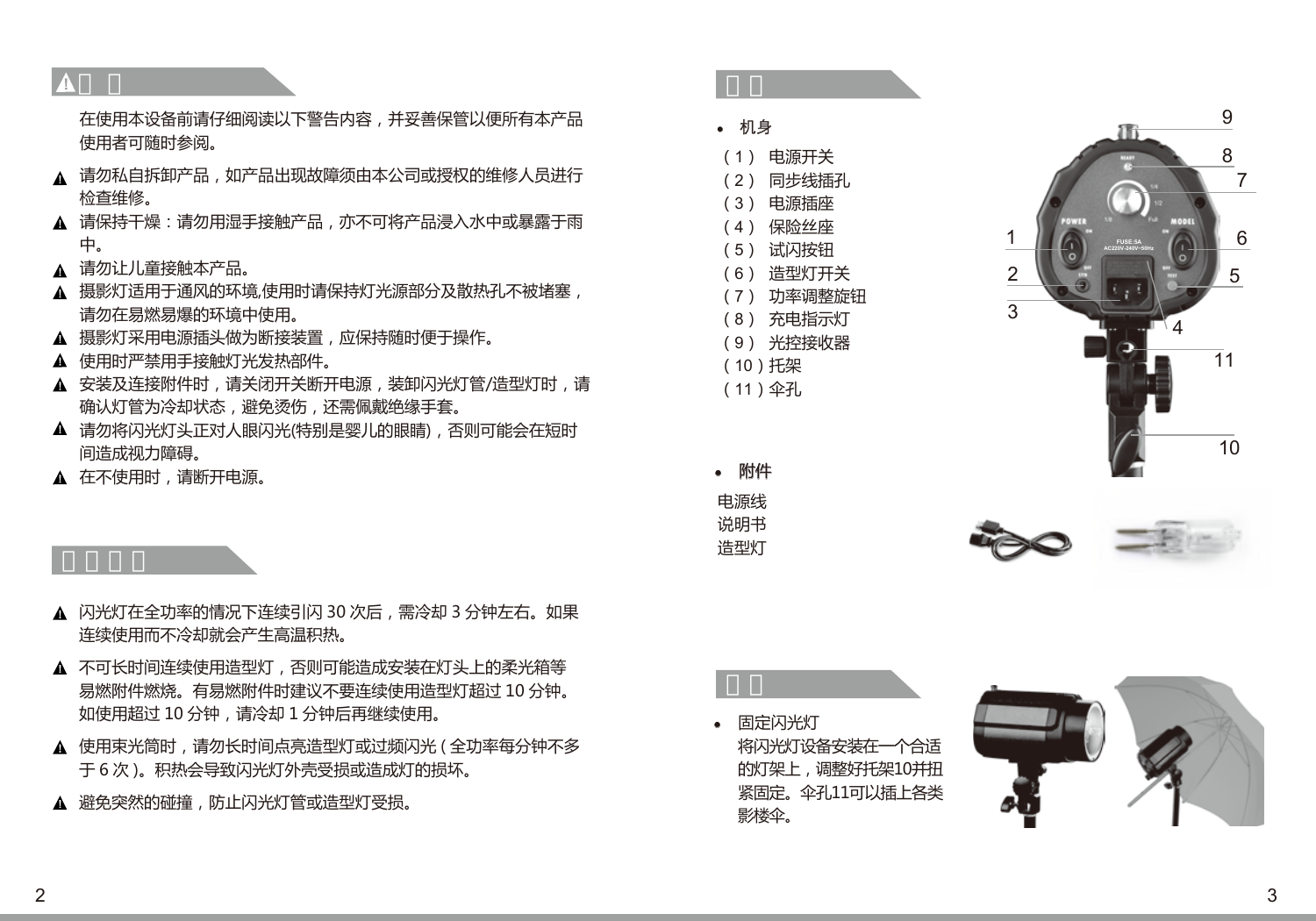## ⚠ 警告

在使用本设备前请仔细阅读以下警告内容，并妥善保管以便所有本产品使用者可随时参阅。

- ▲ 请勿私自拆卸产品，如产品出现故障须由本公司或授权的维修人员进行检查维修。
- ▲ 请保持干燥：请勿用湿手接触产品，亦不可将产品浸入水中或暴露于雨中。
- ▲ 请勿让儿童接触本产品。
- ▲ 摄影灯适用于通风的环境,使用时请保持灯光源部分及散热孔不被堵塞，请勿在易燃易爆的环境中使用。
- ▲ 摄影灯采用电源插头做为断接装置，应保持随时便于操作。
- ▲ 使用时严禁用手接触灯光发热部件。
- ▲ 安装及连接附件时，请关闭开关断开电源，装卸闪光灯管/造型灯时，请确认灯管为冷却状态，避免烫伤，还需佩戴绝缘手套。
- ▲ 请勿将闪光灯头正对人眼闪光(特别是婴儿的眼睛)，否则可能会在短时间造成视力障碍。
- ▲ 在不使用时，请断开电源。

## 注意事项

- ▲ 闪光灯在全功率的情况下连续引闪 30 次后，需冷却 3 分钟左右。如果连续使用而不冷却就会产生高温积热。
- ▲ 不可长时间连续使用造型灯，否则可能造成安装在灯头上的柔光箱等易燃附件燃烧。有易燃附件时建议不要连续使用造型灯超过 10 分钟。如使用超过 10 分钟，请冷却 1 分钟后再继续使用。
- ▲ 使用束光筒时，请勿长时间点亮造型灯或过频闪光（全功率每分钟不多于 6 次）。积热会导致闪光灯外壳受损或造成灯的损坏。
- ▲ 避免突然的碰撞，防止闪光灯管或造型灯受损。

## 部件

- 机身

（1） 电源开关
（2） 同步线插孔
（3） 电源插座
（4） 保险丝座
（5） 试闪按钮
（6） 造型灯开关
（7） 功率调整旋钮
（8） 充电指示灯
（9） 光控接收器
（10）托架
（11）伞孔

- 附件

电源线
说明书
造型灯

## 安装

- 固定闪光灯

将闪光灯设备安装在一个合适的灯架上，调整好托架10并扭紧固定。伞孔11可以插上各类影楼伞。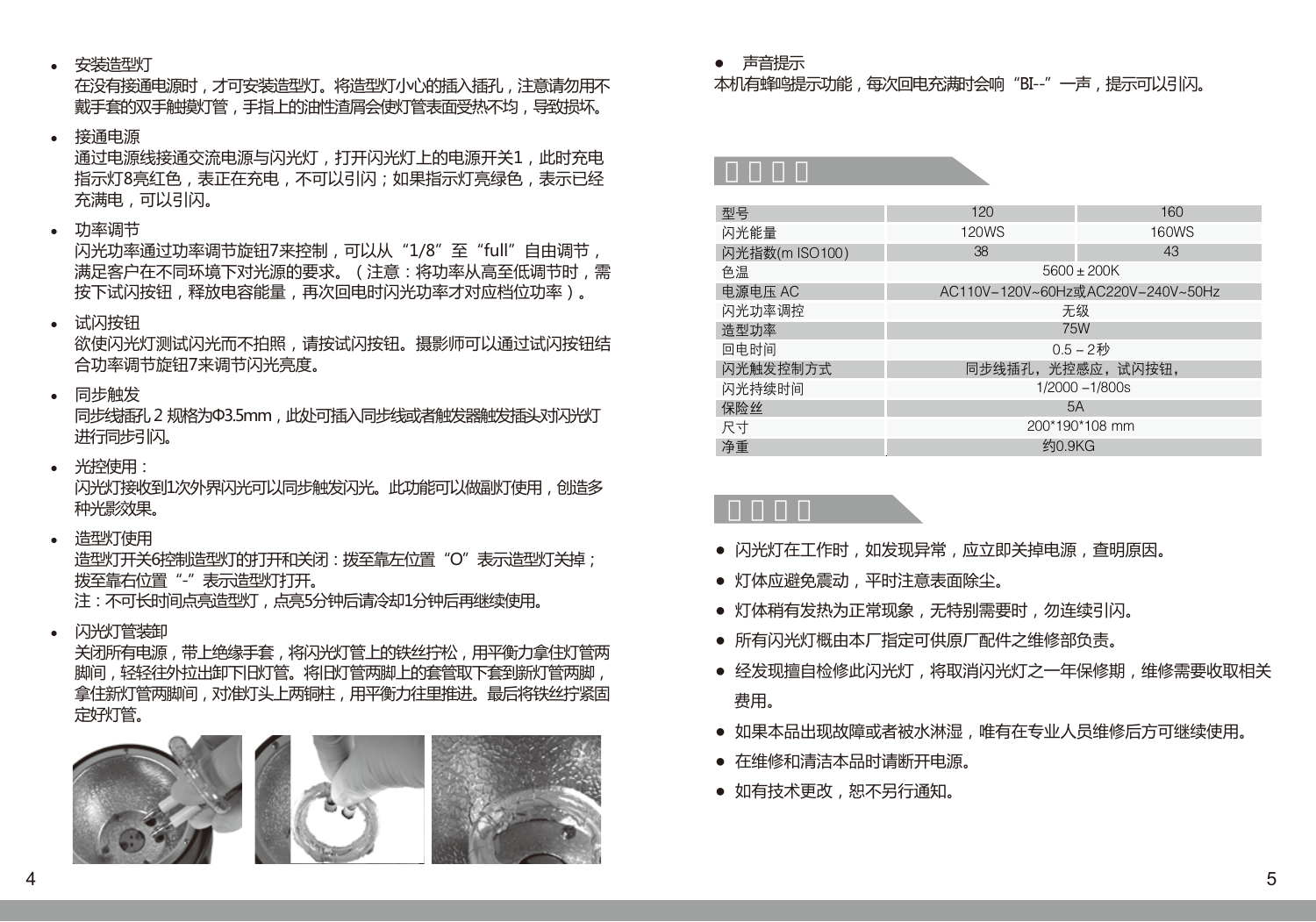- 安装造型灯

  在没有接通电源时，才可安装造型灯。将造型灯小心的插入插孔，注意请勿用不戴手套的双手触摸灯管，手指上的油性渣屑会使灯管表面受热不均，导致损坏。

- 接通电源

  通过电源线接通交流电源与闪光灯，打开闪光灯上的电源开关1，此时充电指示灯8亮红色，表正在充电，不可以引闪；如果指示灯亮绿色，表示已经充满电，可以引闪。

- 功率调节

  闪光功率通过功率调节旋钮7来控制，可以从“1/8”至“full”自由调节，满足客户在不同环境下对光源的要求。（注意：将功率从高至低调节时，需按下试闪按钮，释放电容能量，再次回电时闪光功率才对应档位功率）。

- 试闪按钮

  欲使闪光灯测试闪光而不拍照，请按试闪按钮。摄影师可以通过试闪按钮结合功率调节旋钮7来调节闪光亮度。

- 同步触发

  同步线插孔2 规格为Φ3.5mm，此处可插入同步线或者触发器触发插头对闪光灯进行同步引闪。

- 光控使用：

  闪光灯接收到1次外界闪光可以同步触发闪光。此功能可以做副灯使用，创造多种光影效果。

- 造型灯使用

  造型灯开关6控制造型灯的打开和关闭：拨至靠左位置“O”表示造型灯关掉；拨至靠右位置“-”表示造型灯打开。

  注：不可长时间点亮造型灯，点亮5分钟后请冷却1分钟后再继续使用。

- 闪光灯管装卸

  关闭所有电源，带上绝缘手套，将闪光灯管上的铁丝拧松，用平衡力拿住灯管两脚间，轻轻往外拉出卸下旧灯管。将旧灯管两脚上的套管取下套到新灯管两脚，拿住新灯管两脚间，对准灯头上两铜柱，用平衡力往里推进。最后将铁丝拧紧固定好灯管。

- 声音提示

  本机有蜂鸣提示功能，每次回电充满时会响“BI--”一声，提示可以引闪。

## 技术参数

| 型号 | 120 | 160 |
|---|---|---|
| 闪光能量 | 120WS | 160WS |
| 闪光指数(m ISO100) | 38 | 43 |
| 色温 | 5600±200K | |
| 电源电压 AC | AC110V-120V~60Hz或AC220V-240V~50Hz | |
| 闪光功率调控 | 无级 | |
| 造型功率 | 75W | |
| 回电时间 | 0.5－2秒 | |
| 闪光触发控制方式 | 同步线插孔，光控感应，试闪按钮， | |
| 闪光持续时间 | 1/2000－1/800s | |
| 保险丝 | 5A | |
| 尺寸 | 200*190*108 mm | |
| 净重 | 约0.9KG | |

## 注意事项

- 闪光灯在工作时，如发现异常，应立即关掉电源，查明原因。
- 灯体应避免震动，平时注意表面除尘。
- 灯体稍有发热为正常现象，无特别需要时，勿连续引闪。
- 所有闪光灯概由本厂指定可供原厂配件之维修部负责。
- 经发现擅自检修此闪光灯，将取消闪光灯之一年保修期，维修需要收取相关费用。
- 如果本品出现故障或者被水淋湿，唯有在专业人员维修后方可继续使用。
- 在维修和清洁本品时请断开电源。
- 如有技术更改，恕不另行通知。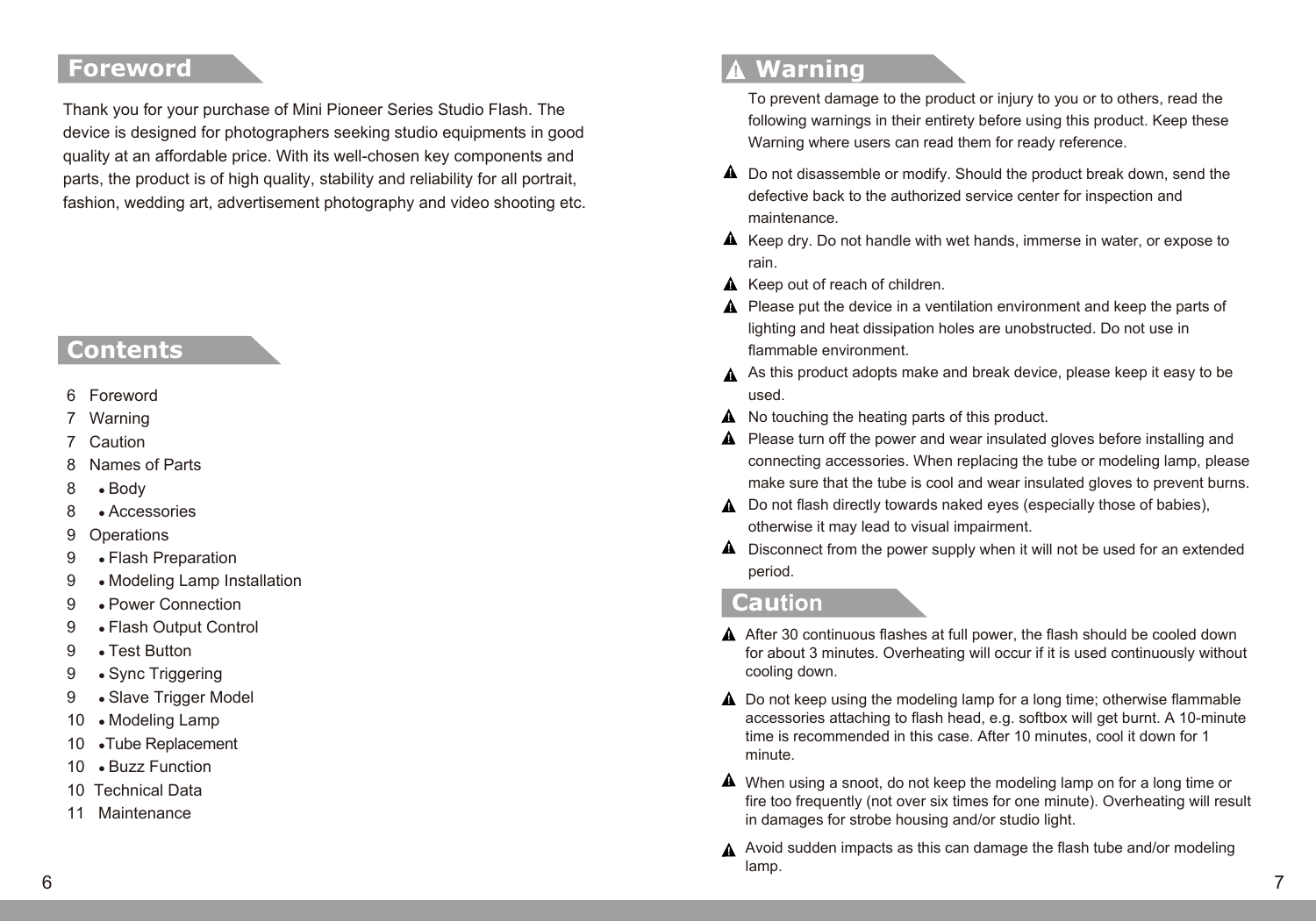## Foreword

Thank you for your purchase of Mini Pioneer Series Studio Flash. The device is designed for photographers seeking studio equipments in good quality at an affordable price. With its well-chosen key components and parts, the product is of high quality, stability and reliability for all portrait, fashion, wedding art, advertisement photography and video shooting etc.

## Contents

- 6 Foreword
- 7 Warning
- 7 Caution
- 8 Names of Parts
  - 8 • Body
  - 8 • Accessories
- 9 Operations
  - 9 • Flash Preparation
  - 9 • Modeling Lamp Installation
  - 9 • Power Connection
  - 9 • Flash Output Control
  - 9 • Test Button
  - 9 • Sync Triggering
  - 9 • Slave Trigger Model
  - 10 • Modeling Lamp
  - 10 • Tube Replacement
  - 10 • Buzz Function
- 10 Technical Data
- 11 Maintenance

## ⚠ Warning

To prevent damage to the product or injury to you or to others, read the following warnings in their entirety before using this product. Keep these Warning where users can read them for ready reference.

- ⚠ Do not disassemble or modify. Should the product break down, send the defective back to the authorized service center for inspection and maintenance.
- ⚠ Keep dry. Do not handle with wet hands, immerse in water, or expose to rain.
- ⚠ Keep out of reach of children.
- ⚠ Please put the device in a ventilation environment and keep the parts of lighting and heat dissipation holes are unobstructed. Do not use in flammable environment.
- ⚠ As this product adopts make and break device, please keep it easy to be used.
- ⚠ No touching the heating parts of this product.
- ⚠ Please turn off the power and wear insulated gloves before installing and connecting accessories. When replacing the tube or modeling lamp, please make sure that the tube is cool and wear insulated gloves to prevent burns.
- ⚠ Do not flash directly towards naked eyes (especially those of babies), otherwise it may lead to visual impairment.
- ⚠ Disconnect from the power supply when it will not be used for an extended period.

## Caution

- ⚠ After 30 continuous flashes at full power, the flash should be cooled down for about 3 minutes. Overheating will occur if it is used continuously without cooling down.
- ⚠ Do not keep using the modeling lamp for a long time; otherwise flammable accessories attaching to flash head, e.g. softbox will get burnt. A 10-minute time is recommended in this case. After 10 minutes, cool it down for 1 minute.
- ⚠ When using a snoot, do not keep the modeling lamp on for a long time or fire too frequently (not over six times for one minute). Overheating will result in damages for strobe housing and/or studio light.
- ⚠ Avoid sudden impacts as this can damage the flash tube and/or modeling lamp.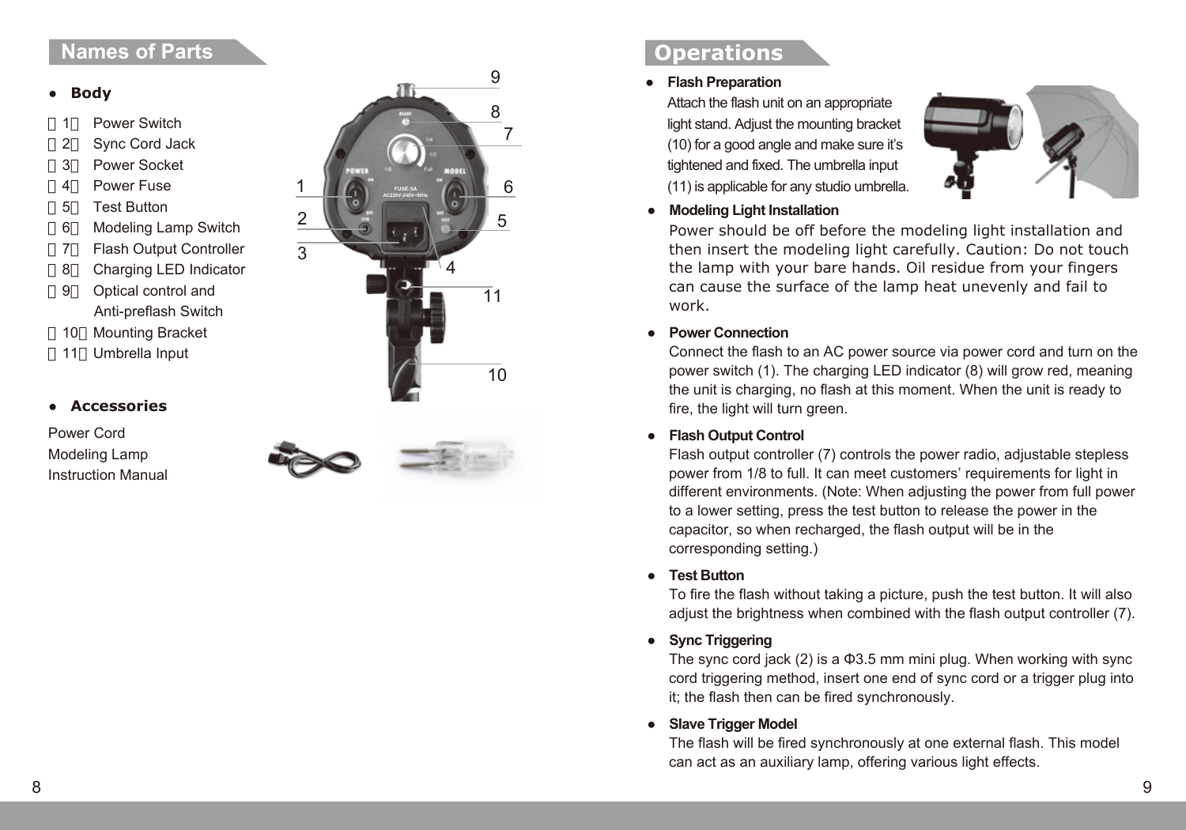## Names of Parts

- **Body**

（1） Power Switch
（2） Sync Cord Jack
（3） Power Socket
（4） Power Fuse
（5） Test Button
（6） Modeling Lamp Switch
（7） Flash Output Controller
（8） Charging LED Indicator
（9） Optical control and Anti-preflash Switch
（10） Mounting Bracket
（11） Umbrella Input

- **Accessories**

Power Cord
Modeling Lamp
Instruction Manual

## Operations

- **Flash Preparation**

Attach the flash unit on an appropriate light stand. Adjust the mounting bracket (10) for a good angle and make sure it's tightened and fixed. The umbrella input (11) is applicable for any studio umbrella.

- **Modeling Light Installation**

Power should be off before the modeling light installation and then insert the modeling light carefully. Caution: Do not touch the lamp with your bare hands. Oil residue from your fingers can cause the surface of the lamp heat unevenly and fail to work.

- **Power Connection**

Connect the flash to an AC power source via power cord and turn on the power switch (1). The charging LED indicator (8) will grow red, meaning the unit is charging, no flash at this moment. When the unit is ready to fire, the light will turn green.

- **Flash Output Control**

Flash output controller (7) controls the power radio, adjustable stepless power from 1/8 to full. It can meet customers' requirements for light in different environments. (Note: When adjusting the power from full power to a lower setting, press the test button to release the power in the capacitor, so when recharged, the flash output will be in the corresponding setting.)

- **Test Button**

To fire the flash without taking a picture, push the test button. It will also adjust the brightness when combined with the flash output controller (7).

- **Sync Triggering**

The sync cord jack (2) is a Φ3.5 mm mini plug. When working with sync cord triggering method, insert one end of sync cord or a trigger plug into it; the flash then can be fired synchronously.

- **Slave Trigger Model**

The flash will be fired synchronously at one external flash. This model can act as an auxiliary lamp, offering various light effects.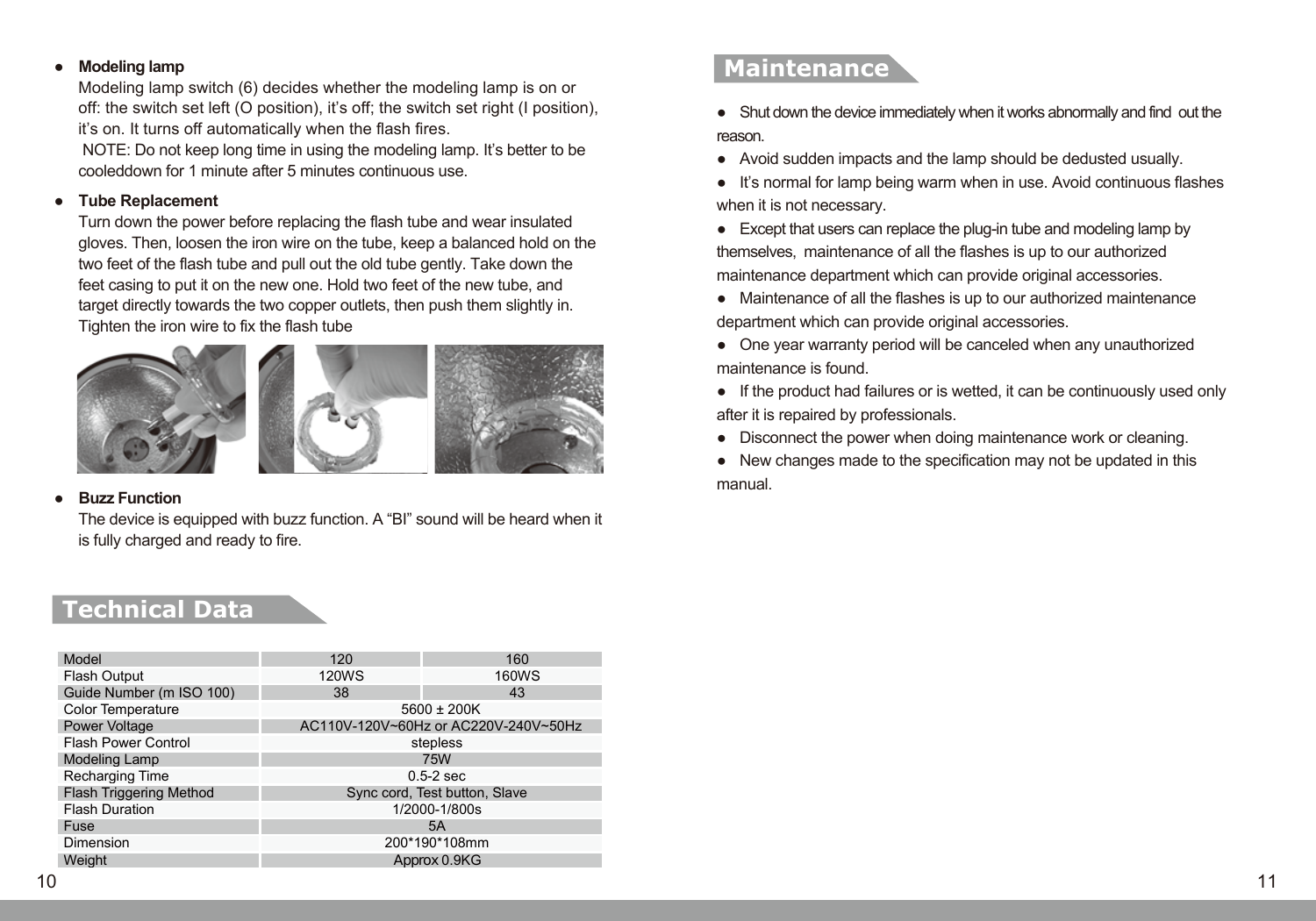- **Modeling lamp**

  Modeling lamp switch (6) decides whether the modeling lamp is on or off: the switch set left (O position), it's off; the switch set right (I position), it's on. It turns off automatically when the flash fires.

  NOTE: Do not keep long time in using the modeling lamp. It's better to be cooleddown for 1 minute after 5 minutes continuous use.

- **Tube Replacement**

  Turn down the power before replacing the flash tube and wear insulated gloves. Then, loosen the iron wire on the tube, keep a balanced hold on the two feet of the flash tube and pull out the old tube gently. Take down the feet casing to put it on the new one. Hold two feet of the new tube, and target directly towards the two copper outlets, then push them slightly in. Tighten the iron wire to fix the flash tube

- **Buzz Function**

  The device is equipped with buzz function. A "BI" sound will be heard when it is fully charged and ready to fire.

## Technical Data

| Model | 120 | 160 |
|---|---|---|
| Flash Output | 120WS | 160WS |
| Guide Number (m ISO 100) | 38 | 43 |
| Color Temperature | 5600 ± 200K | |
| Power Voltage | AC110V-120V~60Hz or AC220V-240V~50Hz | |
| Flash Power Control | stepless | |
| Modeling Lamp | 75W | |
| Recharging Time | 0.5-2 sec | |
| Flash Triggering Method | Sync cord, Test button, Slave | |
| Flash Duration | 1/2000-1/800s | |
| Fuse | 5A | |
| Dimension | 200*190*108mm | |
| Weight | Approx 0.9KG | |

## Maintenance

- Shut down the device immediately when it works abnormally and find out the reason.
- Avoid sudden impacts and the lamp should be dedusted usually.
- It's normal for lamp being warm when in use. Avoid continuous flashes when it is not necessary.
- Except that users can replace the plug-in tube and modeling lamp by themselves, maintenance of all the flashes is up to our authorized maintenance department which can provide original accessories.
- Maintenance of all the flashes is up to our authorized maintenance department which can provide original accessories.
- One year warranty period will be canceled when any unauthorized maintenance is found.
- If the product had failures or is wetted, it can be continuously used only after it is repaired by professionals.
- Disconnect the power when doing maintenance work or cleaning.
- New changes made to the specification may not be updated in this manual.